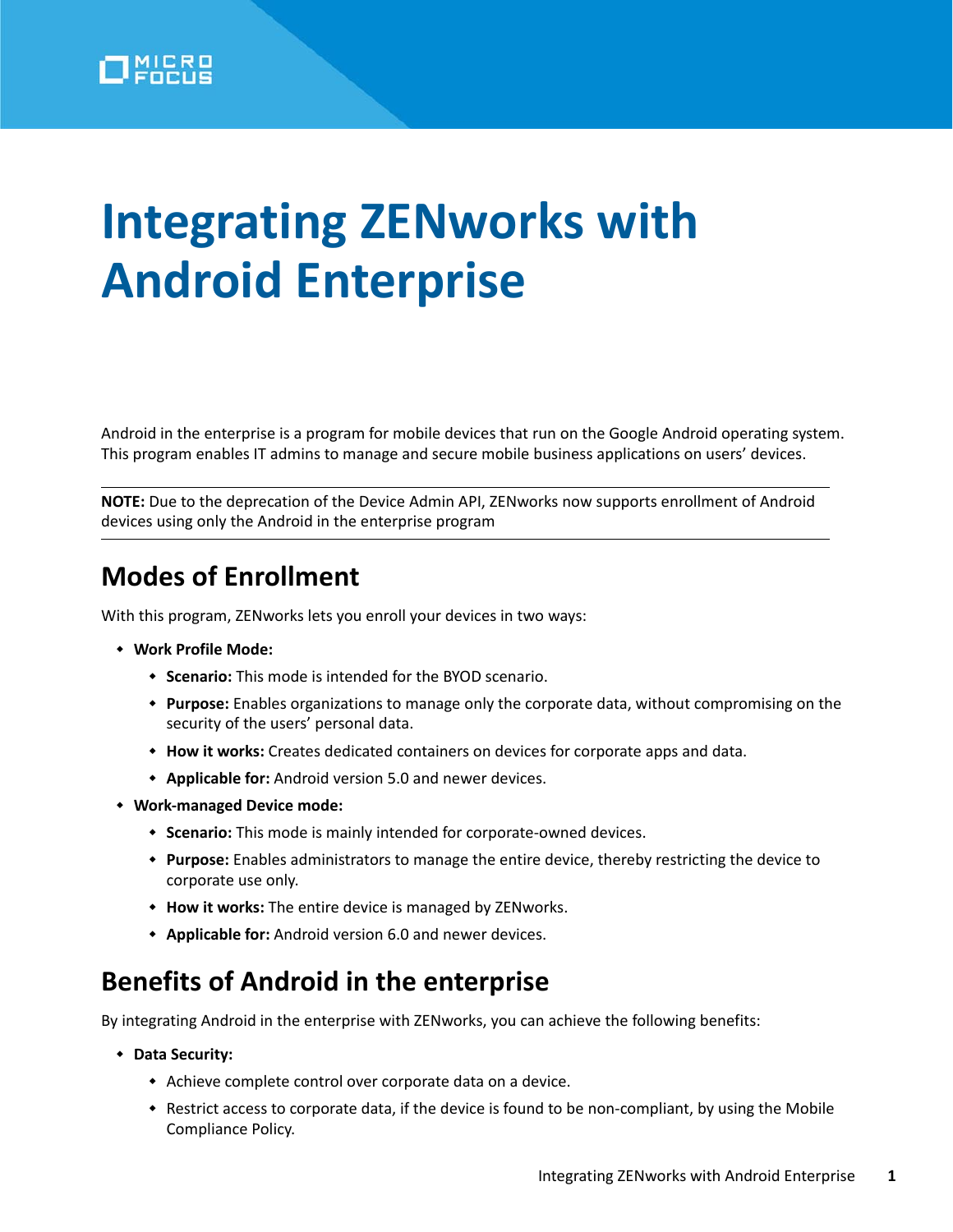# Integrating ZENworks with Android Enterprise

Android in the enterprise is a program for mobile devices that run on the Google Android operating system. This program enables IT admins to manage and secure mobile business applications on users' devices.

---

**NOTE:** Due to the deprecation of the Device Admin API, ZENworks now supports enrollment of Android devices using only the Android in the enterprise program

---

## Modes of Enrollment

With this program, ZENworks lets you enroll your devices in two ways:

- **Work Profile Mode:**
  - **Scenario:** This mode is intended for the BYOD scenario.
  - **Purpose:** Enables organizations to manage only the corporate data, without compromising on the security of the users' personal data.
  - **How it works:** Creates dedicated containers on devices for corporate apps and data.
  - **Applicable for:** Android version 5.0 and newer devices.
- **Work-managed Device mode:**
  - **Scenario:** This mode is mainly intended for corporate-owned devices.
  - **Purpose:** Enables administrators to manage the entire device, thereby restricting the device to corporate use only.
  - **How it works:** The entire device is managed by ZENworks.
  - **Applicable for:** Android version 6.0 and newer devices.

## Benefits of Android in the enterprise

By integrating Android in the enterprise with ZENworks, you can achieve the following benefits:

- **Data Security:**
  - Achieve complete control over corporate data on a device.
  - Restrict access to corporate data, if the device is found to be non-compliant, by using the Mobile Compliance Policy.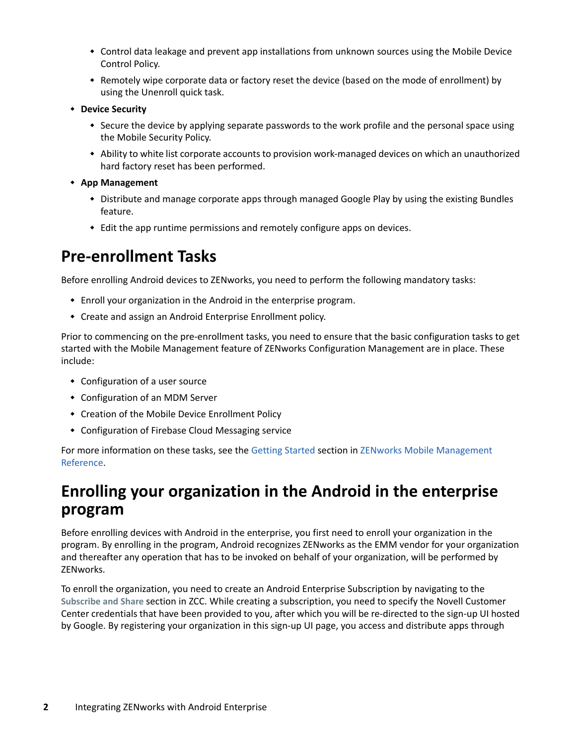- Control data leakage and prevent app installations from unknown sources using the Mobile Device Control Policy.
  - Remotely wipe corporate data or factory reset the device (based on the mode of enrollment) by using the Unenroll quick task.
- **Device Security**
  - Secure the device by applying separate passwords to the work profile and the personal space using the Mobile Security Policy.
  - Ability to white list corporate accounts to provision work-managed devices on which an unauthorized hard factory reset has been performed.
- **App Management**
  - Distribute and manage corporate apps through managed Google Play by using the existing Bundles feature.
  - Edit the app runtime permissions and remotely configure apps on devices.

# Pre-enrollment Tasks

Before enrolling Android devices to ZENworks, you need to perform the following mandatory tasks:

- Enroll your organization in the Android in the enterprise program.
- Create and assign an Android Enterprise Enrollment policy.

Prior to commencing on the pre-enrollment tasks, you need to ensure that the basic configuration tasks to get started with the Mobile Management feature of ZENworks Configuration Management are in place. These include:

- Configuration of a user source
- Configuration of an MDM Server
- Creation of the Mobile Device Enrollment Policy
- Configuration of Firebase Cloud Messaging service

For more information on these tasks, see the Getting Started section in ZENworks Mobile Management Reference.

# Enrolling your organization in the Android in the enterprise program

Before enrolling devices with Android in the enterprise, you first need to enroll your organization in the program. By enrolling in the program, Android recognizes ZENworks as the EMM vendor for your organization and thereafter any operation that has to be invoked on behalf of your organization, will be performed by ZENworks.

To enroll the organization, you need to create an Android Enterprise Subscription by navigating to the **Subscribe and Share** section in ZCC. While creating a subscription, you need to specify the Novell Customer Center credentials that have been provided to you, after which you will be re-directed to the sign-up UI hosted by Google. By registering your organization in this sign-up UI page, you access and distribute apps through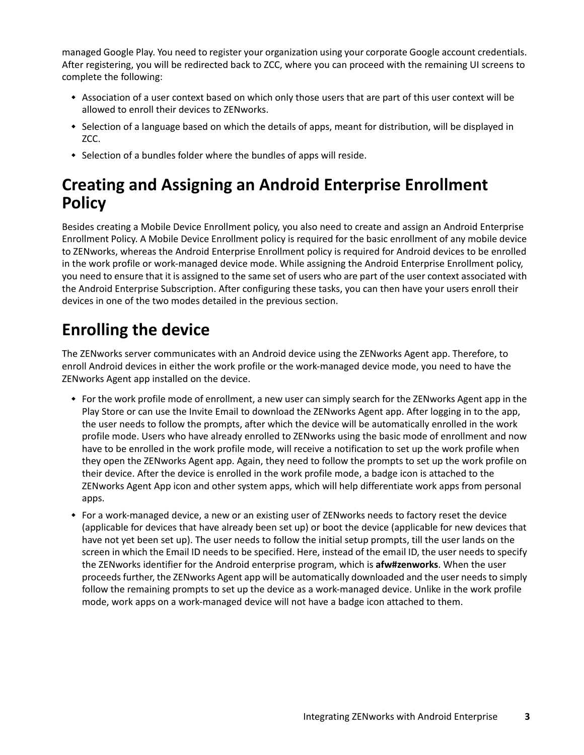managed Google Play. You need to register your organization using your corporate Google account credentials. After registering, you will be redirected back to ZCC, where you can proceed with the remaining UI screens to complete the following:

- Association of a user context based on which only those users that are part of this user context will be allowed to enroll their devices to ZENworks.
- Selection of a language based on which the details of apps, meant for distribution, will be displayed in ZCC.
- Selection of a bundles folder where the bundles of apps will reside.

## Creating and Assigning an Android Enterprise Enrollment Policy

Besides creating a Mobile Device Enrollment policy, you also need to create and assign an Android Enterprise Enrollment Policy. A Mobile Device Enrollment policy is required for the basic enrollment of any mobile device to ZENworks, whereas the Android Enterprise Enrollment policy is required for Android devices to be enrolled in the work profile or work-managed device mode. While assigning the Android Enterprise Enrollment policy, you need to ensure that it is assigned to the same set of users who are part of the user context associated with the Android Enterprise Subscription. After configuring these tasks, you can then have your users enroll their devices in one of the two modes detailed in the previous section.

## Enrolling the device

The ZENworks server communicates with an Android device using the ZENworks Agent app. Therefore, to enroll Android devices in either the work profile or the work-managed device mode, you need to have the ZENworks Agent app installed on the device.

- For the work profile mode of enrollment, a new user can simply search for the ZENworks Agent app in the Play Store or can use the Invite Email to download the ZENworks Agent app. After logging in to the app, the user needs to follow the prompts, after which the device will be automatically enrolled in the work profile mode. Users who have already enrolled to ZENworks using the basic mode of enrollment and now have to be enrolled in the work profile mode, will receive a notification to set up the work profile when they open the ZENworks Agent app. Again, they need to follow the prompts to set up the work profile on their device. After the device is enrolled in the work profile mode, a badge icon is attached to the ZENworks Agent App icon and other system apps, which will help differentiate work apps from personal apps.
- For a work-managed device, a new or an existing user of ZENworks needs to factory reset the device (applicable for devices that have already been set up) or boot the device (applicable for new devices that have not yet been set up). The user needs to follow the initial setup prompts, till the user lands on the screen in which the Email ID needs to be specified. Here, instead of the email ID, the user needs to specify the ZENworks identifier for the Android enterprise program, which is **afw#zenworks**. When the user proceeds further, the ZENworks Agent app will be automatically downloaded and the user needs to simply follow the remaining prompts to set up the device as a work-managed device. Unlike in the work profile mode, work apps on a work-managed device will not have a badge icon attached to them.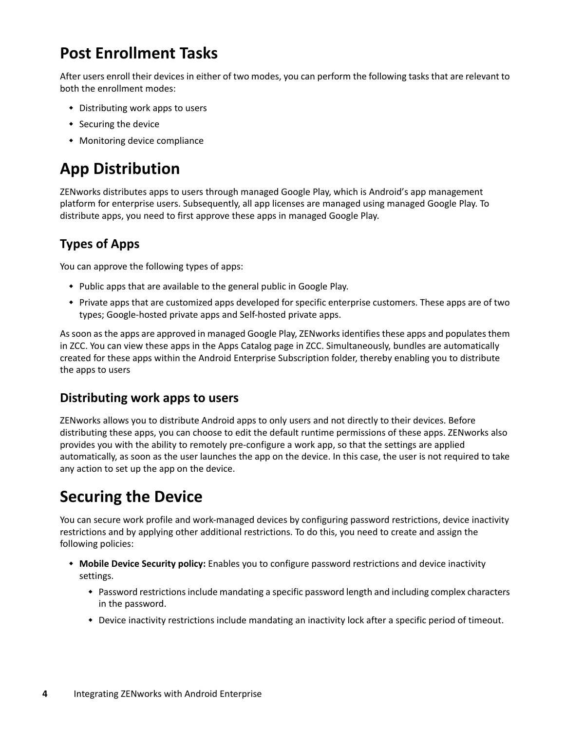# Post Enrollment Tasks

After users enroll their devices in either of two modes, you can perform the following tasks that are relevant to both the enrollment modes:

- Distributing work apps to users
- Securing the device
- Monitoring device compliance

# App Distribution

ZENworks distributes apps to users through managed Google Play, which is Android's app management platform for enterprise users. Subsequently, all app licenses are managed using managed Google Play. To distribute apps, you need to first approve these apps in managed Google Play.

## Types of Apps

You can approve the following types of apps:

- Public apps that are available to the general public in Google Play.
- Private apps that are customized apps developed for specific enterprise customers. These apps are of two types; Google-hosted private apps and Self-hosted private apps.

As soon as the apps are approved in managed Google Play, ZENworks identifies these apps and populates them in ZCC. You can view these apps in the Apps Catalog page in ZCC. Simultaneously, bundles are automatically created for these apps within the Android Enterprise Subscription folder, thereby enabling you to distribute the apps to users

## Distributing work apps to users

ZENworks allows you to distribute Android apps to only users and not directly to their devices. Before distributing these apps, you can choose to edit the default runtime permissions of these apps. ZENworks also provides you with the ability to remotely pre-configure a work app, so that the settings are applied automatically, as soon as the user launches the app on the device. In this case, the user is not required to take any action to set up the app on the device.

# Securing the Device

You can secure work profile and work-managed devices by configuring password restrictions, device inactivity restrictions and by applying other additional restrictions. To do this, you need to create and assign the following policies:

- **Mobile Device Security policy:** Enables you to configure password restrictions and device inactivity settings.
  - Password restrictions include mandating a specific password length and including complex characters in the password.
  - Device inactivity restrictions include mandating an inactivity lock after a specific period of timeout.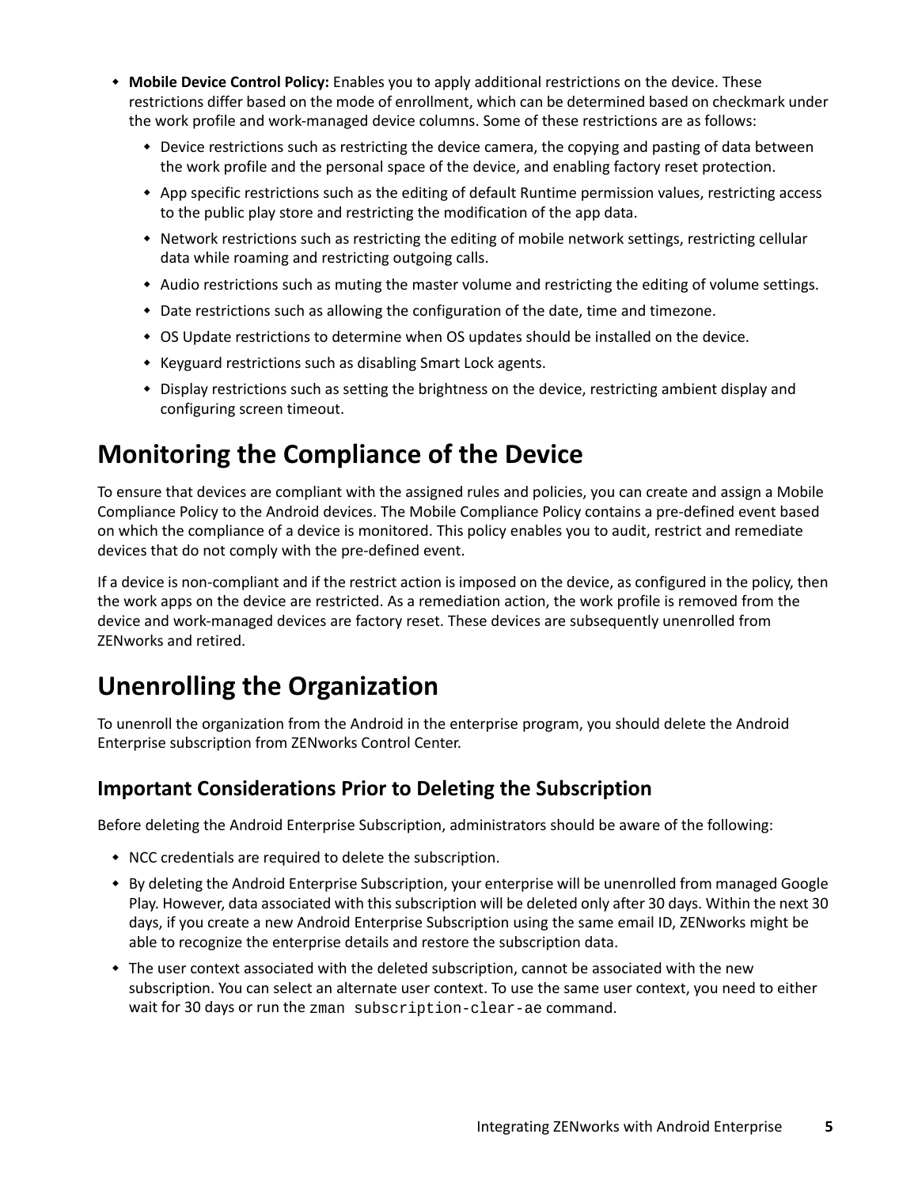- **Mobile Device Control Policy:** Enables you to apply additional restrictions on the device. These restrictions differ based on the mode of enrollment, which can be determined based on checkmark under the work profile and work-managed device columns. Some of these restrictions are as follows:
  - Device restrictions such as restricting the device camera, the copying and pasting of data between the work profile and the personal space of the device, and enabling factory reset protection.
  - App specific restrictions such as the editing of default Runtime permission values, restricting access to the public play store and restricting the modification of the app data.
  - Network restrictions such as restricting the editing of mobile network settings, restricting cellular data while roaming and restricting outgoing calls.
  - Audio restrictions such as muting the master volume and restricting the editing of volume settings.
  - Date restrictions such as allowing the configuration of the date, time and timezone.
  - OS Update restrictions to determine when OS updates should be installed on the device.
  - Keyguard restrictions such as disabling Smart Lock agents.
  - Display restrictions such as setting the brightness on the device, restricting ambient display and configuring screen timeout.

# Monitoring the Compliance of the Device

To ensure that devices are compliant with the assigned rules and policies, you can create and assign a Mobile Compliance Policy to the Android devices. The Mobile Compliance Policy contains a pre-defined event based on which the compliance of a device is monitored. This policy enables you to audit, restrict and remediate devices that do not comply with the pre-defined event.

If a device is non-compliant and if the restrict action is imposed on the device, as configured in the policy, then the work apps on the device are restricted. As a remediation action, the work profile is removed from the device and work-managed devices are factory reset. These devices are subsequently unenrolled from ZENworks and retired.

# Unenrolling the Organization

To unenroll the organization from the Android in the enterprise program, you should delete the Android Enterprise subscription from ZENworks Control Center.

## Important Considerations Prior to Deleting the Subscription

Before deleting the Android Enterprise Subscription, administrators should be aware of the following:

- NCC credentials are required to delete the subscription.
- By deleting the Android Enterprise Subscription, your enterprise will be unenrolled from managed Google Play. However, data associated with this subscription will be deleted only after 30 days. Within the next 30 days, if you create a new Android Enterprise Subscription using the same email ID, ZENworks might be able to recognize the enterprise details and restore the subscription data.
- The user context associated with the deleted subscription, cannot be associated with the new subscription. You can select an alternate user context. To use the same user context, you need to either wait for 30 days or run the `zman subscription-clear-ae` command.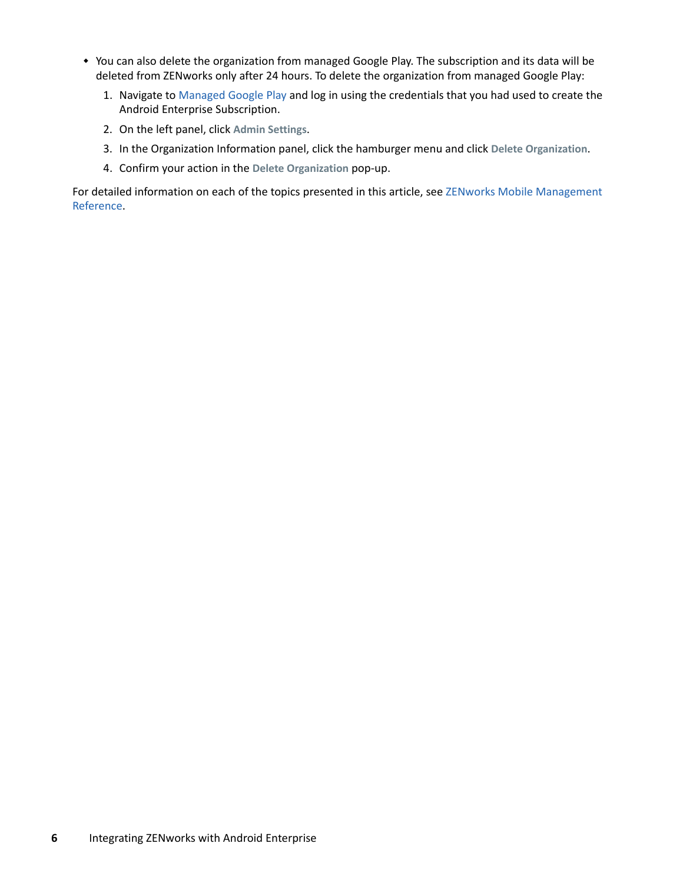- You can also delete the organization from managed Google Play. The subscription and its data will be deleted from ZENworks only after 24 hours. To delete the organization from managed Google Play:
  1. Navigate to Managed Google Play and log in using the credentials that you had used to create the Android Enterprise Subscription.
  2. On the left panel, click **Admin Settings**.
  3. In the Organization Information panel, click the hamburger menu and click **Delete Organization**.
  4. Confirm your action in the **Delete Organization** pop-up.

For detailed information on each of the topics presented in this article, see ZENworks Mobile Management Reference.